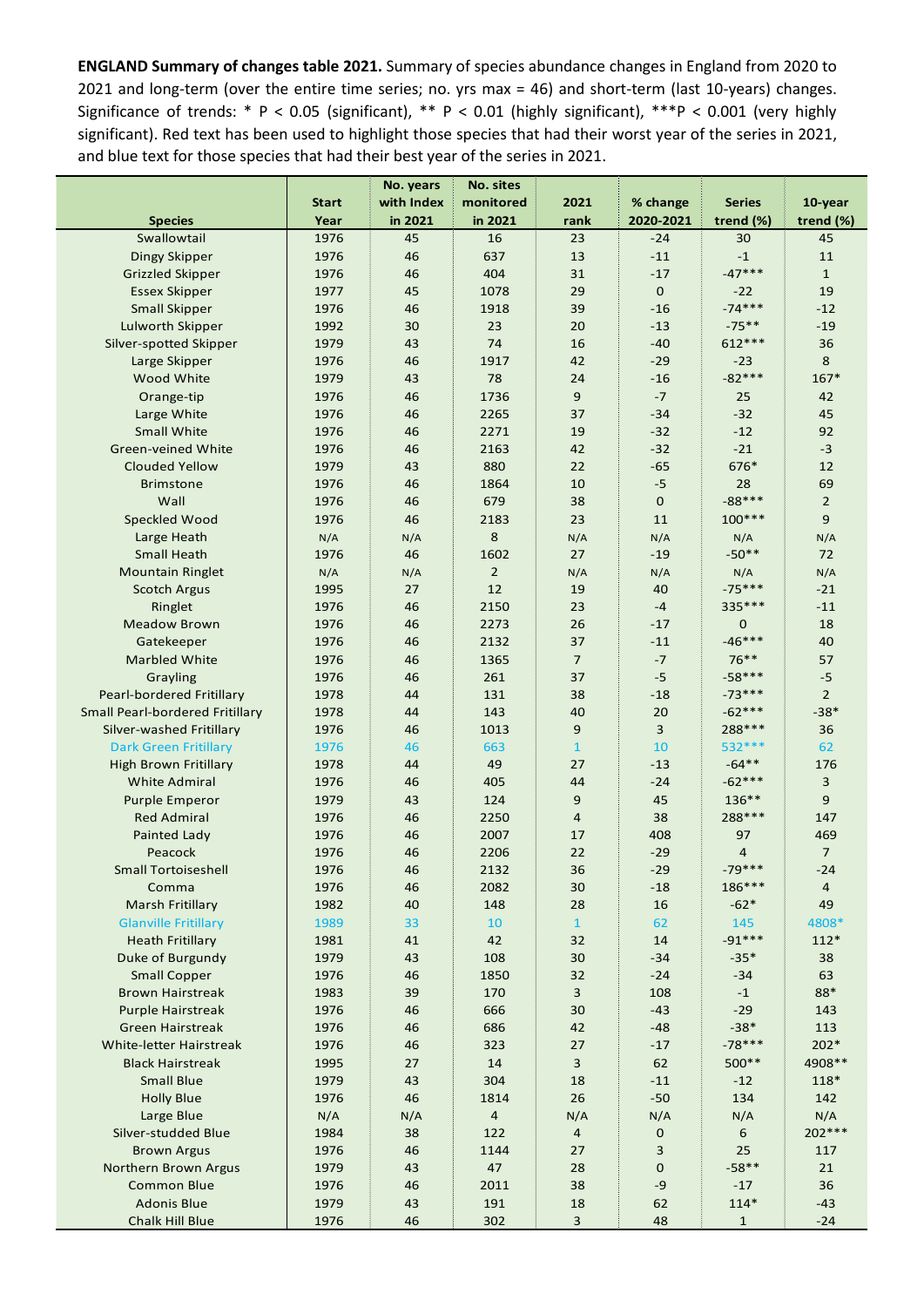**ENGLAND Summary of changes table 2021.** Summary of species abundance changes in England from 2020 to 2021 and long-term (over the entire time series; no. yrs max = 46) and short-term (last 10-years) changes. Significance of trends: * P < 0.05 (significant), ** P < 0.01 (highly significant), ***P < 0.001 (very highly significant). Red text has been used to highlight those species that had their worst year of the series in 2021, and blue text for those species that had their best year of the series in 2021.

| Species | Start Year | No. years with Index in 2021 | No. sites monitored in 2021 | 2021 rank | % change 2020-2021 | Series trend (%) | 10-year trend (%) |
|---|---|---|---|---|---|---|---|
| Swallowtail | 1976 | 45 | 16 | 23 | -24 | 30 | 45 |
| Dingy Skipper | 1976 | 46 | 637 | 13 | -11 | -1 | 11 |
| Grizzled Skipper | 1976 | 46 | 404 | 31 | -17 | -47*** | 1 |
| Essex Skipper | 1977 | 45 | 1078 | 29 | 0 | -22 | 19 |
| Small Skipper | 1976 | 46 | 1918 | 39 | -16 | -74*** | -12 |
| Lulworth Skipper | 1992 | 30 | 23 | 20 | -13 | -75** | -19 |
| Silver-spotted Skipper | 1979 | 43 | 74 | 16 | -40 | 612*** | 36 |
| Large Skipper | 1976 | 46 | 1917 | 42 | -29 | -23 | 8 |
| Wood White | 1979 | 43 | 78 | 24 | -16 | -82*** | 167* |
| Orange-tip | 1976 | 46 | 1736 | 9 | -7 | 25 | 42 |
| Large White | 1976 | 46 | 2265 | 37 | -34 | -32 | 45 |
| Small White | 1976 | 46 | 2271 | 19 | -32 | -12 | 92 |
| Green-veined White | 1976 | 46 | 2163 | 42 | -32 | -21 | -3 |
| Clouded Yellow | 1979 | 43 | 880 | 22 | -65 | 676* | 12 |
| Brimstone | 1976 | 46 | 1864 | 10 | -5 | 28 | 69 |
| Wall | 1976 | 46 | 679 | 38 | 0 | -88*** | 2 |
| Speckled Wood | 1976 | 46 | 2183 | 23 | 11 | 100*** | 9 |
| Large Heath | N/A | N/A | 8 | N/A | N/A | N/A | N/A |
| Small Heath | 1976 | 46 | 1602 | 27 | -19 | -50** | 72 |
| Mountain Ringlet | N/A | N/A | 2 | N/A | N/A | N/A | N/A |
| Scotch Argus | 1995 | 27 | 12 | 19 | 40 | -75*** | -21 |
| Ringlet | 1976 | 46 | 2150 | 23 | -4 | 335*** | -11 |
| Meadow Brown | 1976 | 46 | 2273 | 26 | -17 | 0 | 18 |
| Gatekeeper | 1976 | 46 | 2132 | 37 | -11 | -46*** | 40 |
| Marbled White | 1976 | 46 | 1365 | 7 | -7 | 76** | 57 |
| Grayling | 1976 | 46 | 261 | 37 | -5 | -58*** | -5 |
| Pearl-bordered Fritillary | 1978 | 44 | 131 | 38 | -18 | -73*** | 2 |
| Small Pearl-bordered Fritillary | 1978 | 44 | 143 | 40 | 20 | -62*** | -38* |
| Silver-washed Fritillary | 1976 | 46 | 1013 | 9 | 3 | 288*** | 36 |
| Dark Green Fritillary | 1976 | 46 | 663 | 1 | 10 | 532*** | 62 |
| High Brown Fritillary | 1978 | 44 | 49 | 27 | -13 | -64** | 176 |
| White Admiral | 1976 | 46 | 405 | 44 | -24 | -62*** | 3 |
| Purple Emperor | 1979 | 43 | 124 | 9 | 45 | 136** | 9 |
| Red Admiral | 1976 | 46 | 2250 | 4 | 38 | 288*** | 147 |
| Painted Lady | 1976 | 46 | 2007 | 17 | 408 | 97 | 469 |
| Peacock | 1976 | 46 | 2206 | 22 | -29 | 4 | 7 |
| Small Tortoiseshell | 1976 | 46 | 2132 | 36 | -29 | -79*** | -24 |
| Comma | 1976 | 46 | 2082 | 30 | -18 | 186*** | 4 |
| Marsh Fritillary | 1982 | 40 | 148 | 28 | 16 | -62* | 49 |
| Glanville Fritillary | 1989 | 33 | 10 | 1 | 62 | 145 | 4808* |
| Heath Fritillary | 1981 | 41 | 42 | 32 | 14 | -91*** | 112* |
| Duke of Burgundy | 1979 | 43 | 108 | 30 | -34 | -35* | 38 |
| Small Copper | 1976 | 46 | 1850 | 32 | -24 | -34 | 63 |
| Brown Hairstreak | 1983 | 39 | 170 | 3 | 108 | -1 | 88* |
| Purple Hairstreak | 1976 | 46 | 666 | 30 | -43 | -29 | 143 |
| Green Hairstreak | 1976 | 46 | 686 | 42 | -48 | -38* | 113 |
| White-letter Hairstreak | 1976 | 46 | 323 | 27 | -17 | -78*** | 202* |
| Black Hairstreak | 1995 | 27 | 14 | 3 | 62 | 500** | 4908** |
| Small Blue | 1979 | 43 | 304 | 18 | -11 | -12 | 118* |
| Holly Blue | 1976 | 46 | 1814 | 26 | -50 | 134 | 142 |
| Large Blue | N/A | N/A | 4 | N/A | N/A | N/A | N/A |
| Silver-studded Blue | 1984 | 38 | 122 | 4 | 0 | 6 | 202*** |
| Brown Argus | 1976 | 46 | 1144 | 27 | 3 | 25 | 117 |
| Northern Brown Argus | 1979 | 43 | 47 | 28 | 0 | -58** | 21 |
| Common Blue | 1976 | 46 | 2011 | 38 | -9 | -17 | 36 |
| Adonis Blue | 1979 | 43 | 191 | 18 | 62 | 114* | -43 |
| Chalk Hill Blue | 1976 | 46 | 302 | 3 | 48 | 1 | -24 |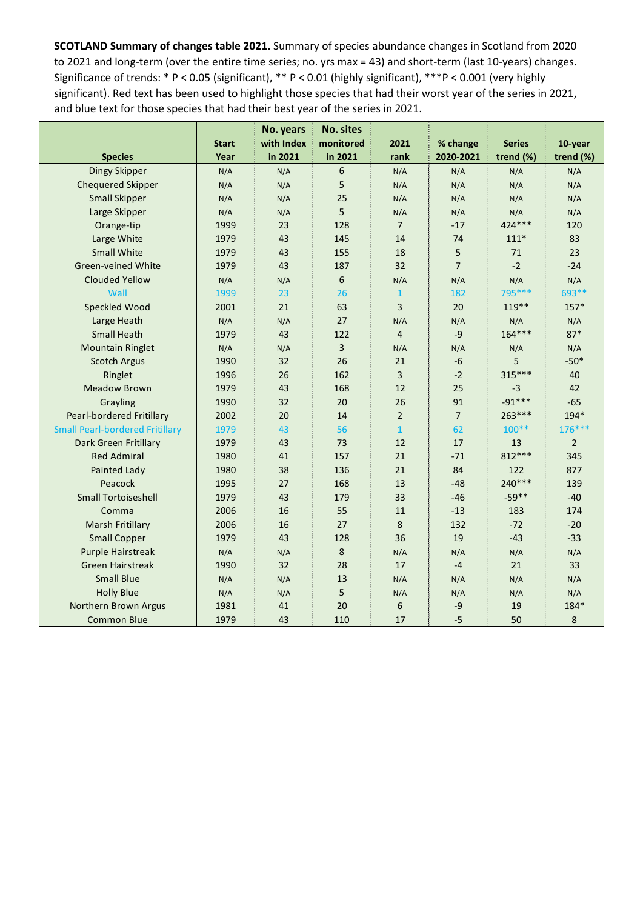**SCOTLAND Summary of changes table 2021.** Summary of species abundance changes in Scotland from 2020 to 2021 and long-term (over the entire time series; no. yrs max = 43) and short-term (last 10-years) changes. Significance of trends: * P < 0.05 (significant), ** P < 0.01 (highly significant), ***P < 0.001 (very highly significant). Red text has been used to highlight those species that had their worst year of the series in 2021, and blue text for those species that had their best year of the series in 2021.

| Species | Start Year | No. years with Index in 2021 | No. sites monitored in 2021 | 2021 rank | % change 2020-2021 | Series trend (%) | 10-year trend (%) |
|---|---|---|---|---|---|---|---|
| Dingy Skipper | N/A | N/A | 6 | N/A | N/A | N/A | N/A |
| Chequered Skipper | N/A | N/A | 5 | N/A | N/A | N/A | N/A |
| Small Skipper | N/A | N/A | 25 | N/A | N/A | N/A | N/A |
| Large Skipper | N/A | N/A | 5 | N/A | N/A | N/A | N/A |
| Orange-tip | 1999 | 23 | 128 | 7 | -17 | 424*** | 120 |
| Large White | 1979 | 43 | 145 | 14 | 74 | 111* | 83 |
| Small White | 1979 | 43 | 155 | 18 | 5 | 71 | 23 |
| Green-veined White | 1979 | 43 | 187 | 32 | 7 | -2 | -24 |
| Clouded Yellow | N/A | N/A | 6 | N/A | N/A | N/A | N/A |
| Wall | 1999 | 23 | 26 | 1 | 182 | 795*** | 693** |
| Speckled Wood | 2001 | 21 | 63 | 3 | 20 | 119** | 157* |
| Large Heath | N/A | N/A | 27 | N/A | N/A | N/A | N/A |
| Small Heath | 1979 | 43 | 122 | 4 | -9 | 164*** | 87* |
| Mountain Ringlet | N/A | N/A | 3 | N/A | N/A | N/A | N/A |
| Scotch Argus | 1990 | 32 | 26 | 21 | -6 | 5 | -50* |
| Ringlet | 1996 | 26 | 162 | 3 | -2 | 315*** | 40 |
| Meadow Brown | 1979 | 43 | 168 | 12 | 25 | -3 | 42 |
| Grayling | 1990 | 32 | 20 | 26 | 91 | -91*** | -65 |
| Pearl-bordered Fritillary | 2002 | 20 | 14 | 2 | 7 | 263*** | 194* |
| Small Pearl-bordered Fritillary | 1979 | 43 | 56 | 1 | 62 | 100** | 176*** |
| Dark Green Fritillary | 1979 | 43 | 73 | 12 | 17 | 13 | 2 |
| Red Admiral | 1980 | 41 | 157 | 21 | -71 | 812*** | 345 |
| Painted Lady | 1980 | 38 | 136 | 21 | 84 | 122 | 877 |
| Peacock | 1995 | 27 | 168 | 13 | -48 | 240*** | 139 |
| Small Tortoiseshell | 1979 | 43 | 179 | 33 | -46 | -59** | -40 |
| Comma | 2006 | 16 | 55 | 11 | -13 | 183 | 174 |
| Marsh Fritillary | 2006 | 16 | 27 | 8 | 132 | -72 | -20 |
| Small Copper | 1979 | 43 | 128 | 36 | 19 | -43 | -33 |
| Purple Hairstreak | N/A | N/A | 8 | N/A | N/A | N/A | N/A |
| Green Hairstreak | 1990 | 32 | 28 | 17 | -4 | 21 | 33 |
| Small Blue | N/A | N/A | 13 | N/A | N/A | N/A | N/A |
| Holly Blue | N/A | N/A | 5 | N/A | N/A | N/A | N/A |
| Northern Brown Argus | 1981 | 41 | 20 | 6 | -9 | 19 | 184* |
| Common Blue | 1979 | 43 | 110 | 17 | -5 | 50 | 8 |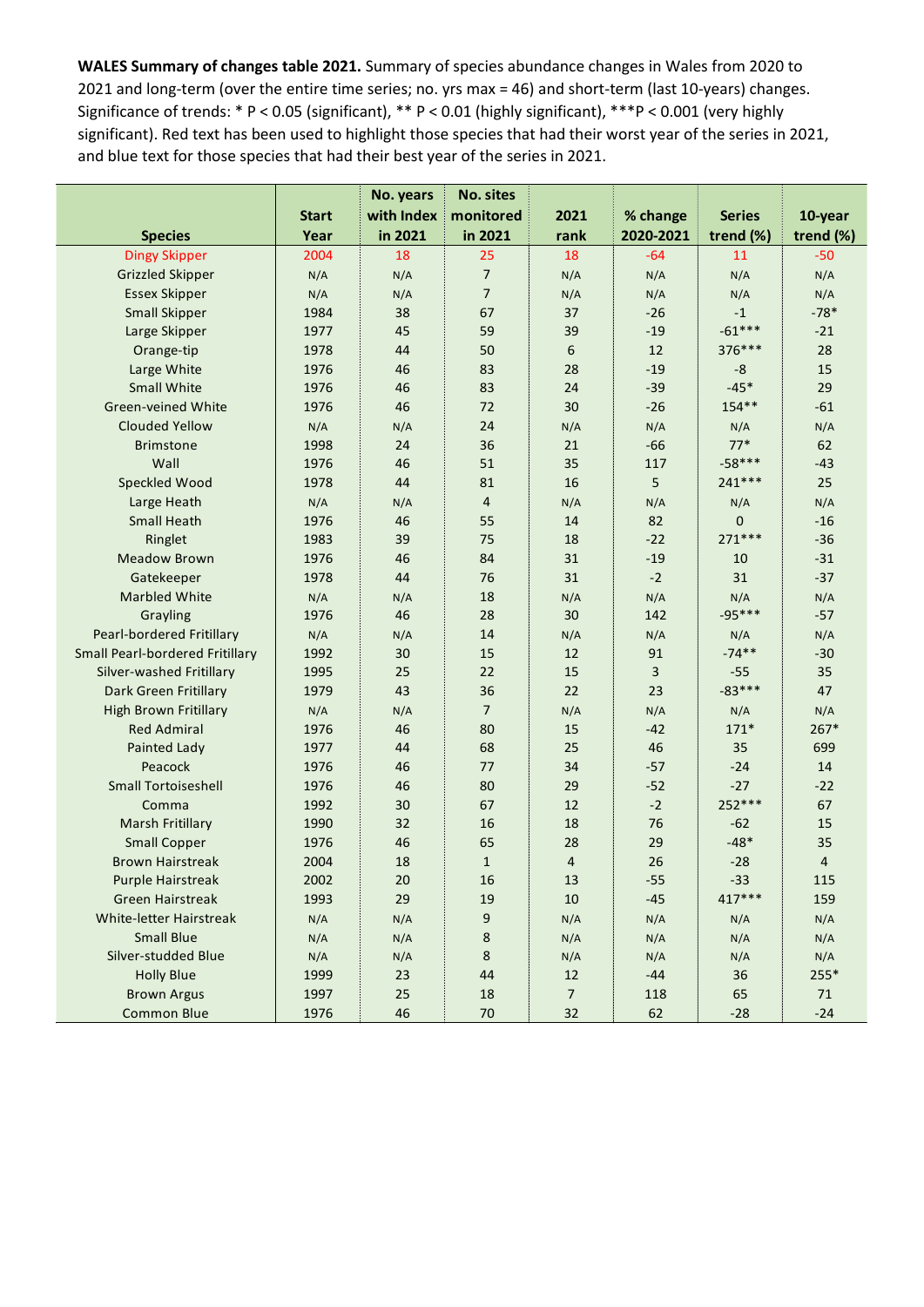**WALES Summary of changes table 2021.** Summary of species abundance changes in Wales from 2020 to 2021 and long-term (over the entire time series; no. yrs max = 46) and short-term (last 10-years) changes. Significance of trends: * P < 0.05 (significant), ** P < 0.01 (highly significant), ***P < 0.001 (very highly significant). Red text has been used to highlight those species that had their worst year of the series in 2021, and blue text for those species that had their best year of the series in 2021.

| Species | Start Year | No. years with Index in 2021 | No. sites monitored in 2021 | 2021 rank | % change 2020-2021 | Series trend (%) | 10-year trend (%) |
|---|---|---|---|---|---|---|---|
| Dingy Skipper | 2004 | 18 | 25 | 18 | -64 | 11 | -50 |
| Grizzled Skipper | N/A | N/A | 7 | N/A | N/A | N/A | N/A |
| Essex Skipper | N/A | N/A | 7 | N/A | N/A | N/A | N/A |
| Small Skipper | 1984 | 38 | 67 | 37 | -26 | -1 | -78* |
| Large Skipper | 1977 | 45 | 59 | 39 | -19 | -61*** | -21 |
| Orange-tip | 1978 | 44 | 50 | 6 | 12 | 376*** | 28 |
| Large White | 1976 | 46 | 83 | 28 | -19 | -8 | 15 |
| Small White | 1976 | 46 | 83 | 24 | -39 | -45* | 29 |
| Green-veined White | 1976 | 46 | 72 | 30 | -26 | 154** | -61 |
| Clouded Yellow | N/A | N/A | 24 | N/A | N/A | N/A | N/A |
| Brimstone | 1998 | 24 | 36 | 21 | -66 | 77* | 62 |
| Wall | 1976 | 46 | 51 | 35 | 117 | -58*** | -43 |
| Speckled Wood | 1978 | 44 | 81 | 16 | 5 | 241*** | 25 |
| Large Heath | N/A | N/A | 4 | N/A | N/A | N/A | N/A |
| Small Heath | 1976 | 46 | 55 | 14 | 82 | 0 | -16 |
| Ringlet | 1983 | 39 | 75 | 18 | -22 | 271*** | -36 |
| Meadow Brown | 1976 | 46 | 84 | 31 | -19 | 10 | -31 |
| Gatekeeper | 1978 | 44 | 76 | 31 | -2 | 31 | -37 |
| Marbled White | N/A | N/A | 18 | N/A | N/A | N/A | N/A |
| Grayling | 1976 | 46 | 28 | 30 | 142 | -95*** | -57 |
| Pearl-bordered Fritillary | N/A | N/A | 14 | N/A | N/A | N/A | N/A |
| Small Pearl-bordered Fritillary | 1992 | 30 | 15 | 12 | 91 | -74** | -30 |
| Silver-washed Fritillary | 1995 | 25 | 22 | 15 | 3 | -55 | 35 |
| Dark Green Fritillary | 1979 | 43 | 36 | 22 | 23 | -83*** | 47 |
| High Brown Fritillary | N/A | N/A | 7 | N/A | N/A | N/A | N/A |
| Red Admiral | 1976 | 46 | 80 | 15 | -42 | 171* | 267* |
| Painted Lady | 1977 | 44 | 68 | 25 | 46 | 35 | 699 |
| Peacock | 1976 | 46 | 77 | 34 | -57 | -24 | 14 |
| Small Tortoiseshell | 1976 | 46 | 80 | 29 | -52 | -27 | -22 |
| Comma | 1992 | 30 | 67 | 12 | -2 | 252*** | 67 |
| Marsh Fritillary | 1990 | 32 | 16 | 18 | 76 | -62 | 15 |
| Small Copper | 1976 | 46 | 65 | 28 | 29 | -48* | 35 |
| Brown Hairstreak | 2004 | 18 | 1 | 4 | 26 | -28 | 4 |
| Purple Hairstreak | 2002 | 20 | 16 | 13 | -55 | -33 | 115 |
| Green Hairstreak | 1993 | 29 | 19 | 10 | -45 | 417*** | 159 |
| White-letter Hairstreak | N/A | N/A | 9 | N/A | N/A | N/A | N/A |
| Small Blue | N/A | N/A | 8 | N/A | N/A | N/A | N/A |
| Silver-studded Blue | N/A | N/A | 8 | N/A | N/A | N/A | N/A |
| Holly Blue | 1999 | 23 | 44 | 12 | -44 | 36 | 255* |
| Brown Argus | 1997 | 25 | 18 | 7 | 118 | 65 | 71 |
| Common Blue | 1976 | 46 | 70 | 32 | 62 | -28 | -24 |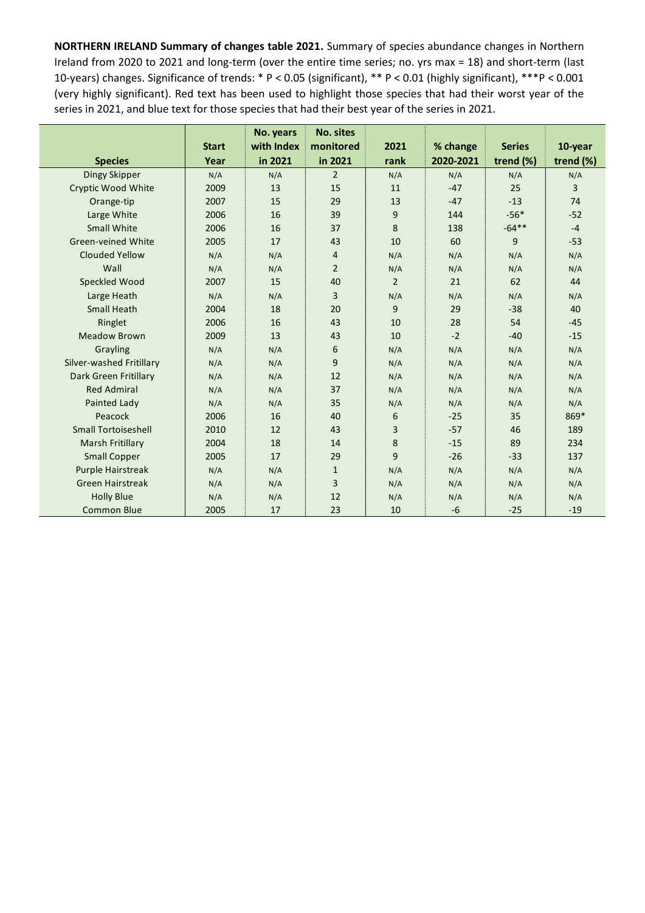**NORTHERN IRELAND Summary of changes table 2021.** Summary of species abundance changes in Northern Ireland from 2020 to 2021 and long-term (over the entire time series; no. yrs max = 18) and short-term (last 10-years) changes. Significance of trends: * P < 0.05 (significant), ** P < 0.01 (highly significant), ***P < 0.001 (very highly significant). Red text has been used to highlight those species that had their worst year of the series in 2021, and blue text for those species that had their best year of the series in 2021.

| Species | Start Year | No. years with Index in 2021 | No. sites monitored in 2021 | 2021 rank | % change 2020-2021 | Series trend (%) | 10-year trend (%) |
|---|---|---|---|---|---|---|---|
| Dingy Skipper | N/A | N/A | 2 | N/A | N/A | N/A | N/A |
| Cryptic Wood White | 2009 | 13 | 15 | 11 | -47 | 25 | 3 |
| Orange-tip | 2007 | 15 | 29 | 13 | -47 | -13 | 74 |
| Large White | 2006 | 16 | 39 | 9 | 144 | -56* | -52 |
| Small White | 2006 | 16 | 37 | 8 | 138 | -64** | -4 |
| Green-veined White | 2005 | 17 | 43 | 10 | 60 | 9 | -53 |
| Clouded Yellow | N/A | N/A | 4 | N/A | N/A | N/A | N/A |
| Wall | N/A | N/A | 2 | N/A | N/A | N/A | N/A |
| Speckled Wood | 2007 | 15 | 40 | 2 | 21 | 62 | 44 |
| Large Heath | N/A | N/A | 3 | N/A | N/A | N/A | N/A |
| Small Heath | 2004 | 18 | 20 | 9 | 29 | -38 | 40 |
| Ringlet | 2006 | 16 | 43 | 10 | 28 | 54 | -45 |
| Meadow Brown | 2009 | 13 | 43 | 10 | -2 | -40 | -15 |
| Grayling | N/A | N/A | 6 | N/A | N/A | N/A | N/A |
| Silver-washed Fritillary | N/A | N/A | 9 | N/A | N/A | N/A | N/A |
| Dark Green Fritillary | N/A | N/A | 12 | N/A | N/A | N/A | N/A |
| Red Admiral | N/A | N/A | 37 | N/A | N/A | N/A | N/A |
| Painted Lady | N/A | N/A | 35 | N/A | N/A | N/A | N/A |
| Peacock | 2006 | 16 | 40 | 6 | -25 | 35 | 869* |
| Small Tortoiseshell | 2010 | 12 | 43 | 3 | -57 | 46 | 189 |
| Marsh Fritillary | 2004 | 18 | 14 | 8 | -15 | 89 | 234 |
| Small Copper | 2005 | 17 | 29 | 9 | -26 | -33 | 137 |
| Purple Hairstreak | N/A | N/A | 1 | N/A | N/A | N/A | N/A |
| Green Hairstreak | N/A | N/A | 3 | N/A | N/A | N/A | N/A |
| Holly Blue | N/A | N/A | 12 | N/A | N/A | N/A | N/A |
| Common Blue | 2005 | 17 | 23 | 10 | -6 | -25 | -19 |